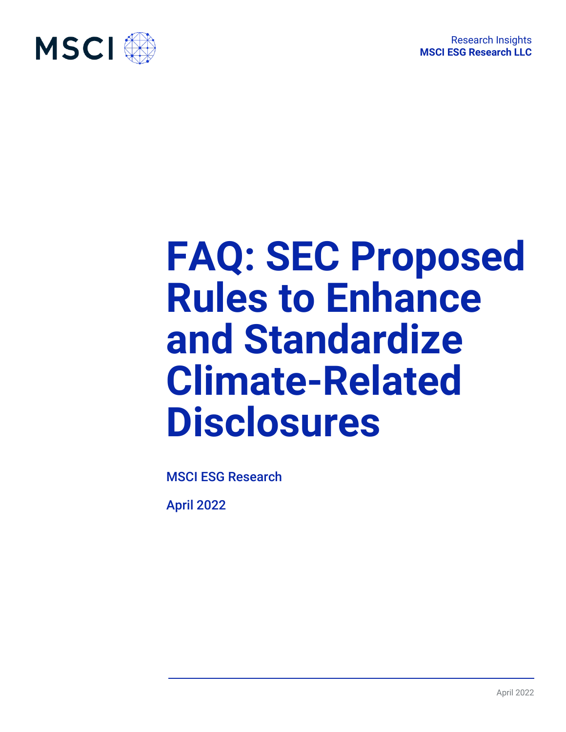Research Insights
**MSCI ESG Research LLC**

# FAQ: SEC Proposed Rules to Enhance and Standardize Climate-Related Disclosures

MSCI ESG Research

April 2022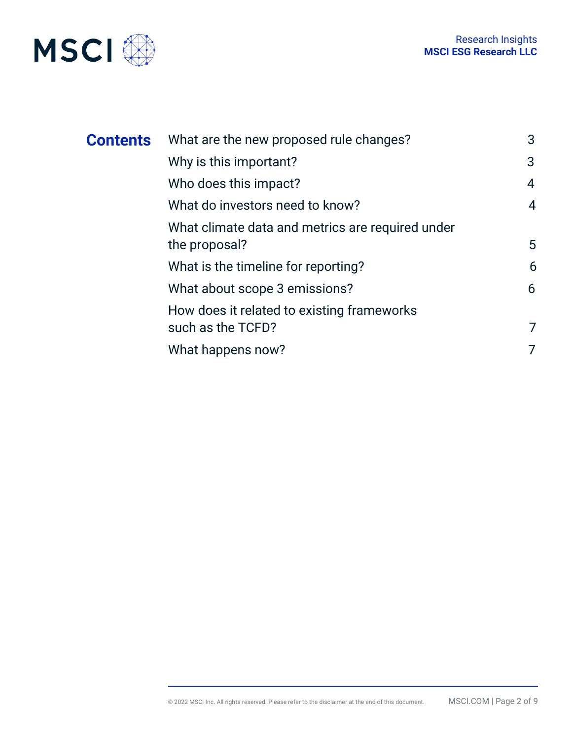## Contents

| | |
|---|---|
| What are the new proposed rule changes? | 3 |
| Why is this important? | 3 |
| Who does this impact? | 4 |
| What do investors need to know? | 4 |
| What climate data and metrics are required under the proposal? | 5 |
| What is the timeline for reporting? | 6 |
| What about scope 3 emissions? | 6 |
| How does it related to existing frameworks such as the TCFD? | 7 |
| What happens now? | 7 |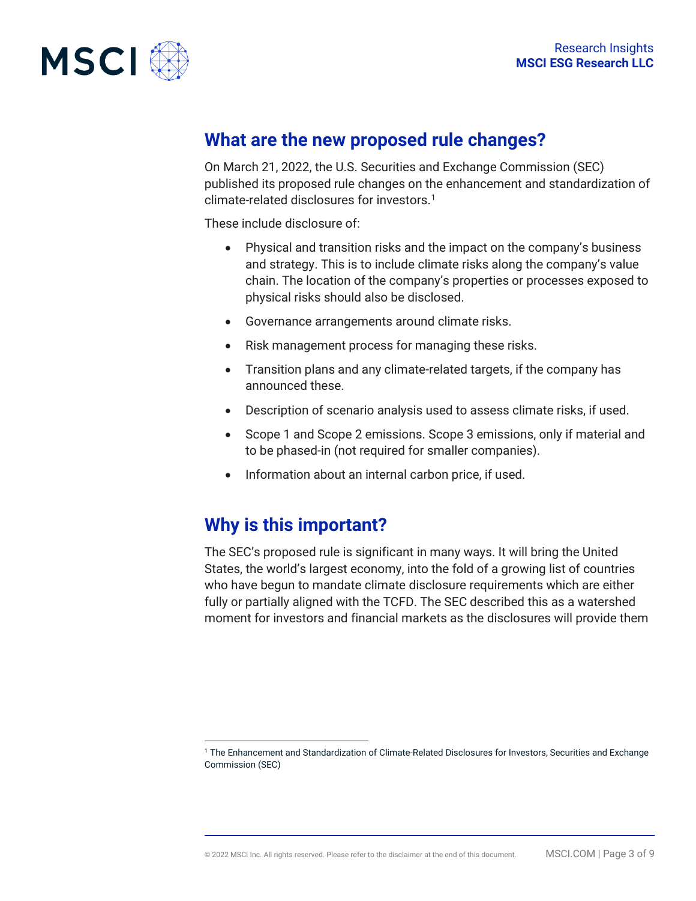## What are the new proposed rule changes?

On March 21, 2022, the U.S. Securities and Exchange Commission (SEC) published its proposed rule changes on the enhancement and standardization of climate-related disclosures for investors.[1]

These include disclosure of:

- Physical and transition risks and the impact on the company's business and strategy. This is to include climate risks along the company's value chain. The location of the company's properties or processes exposed to physical risks should also be disclosed.
- Governance arrangements around climate risks.
- Risk management process for managing these risks.
- Transition plans and any climate-related targets, if the company has announced these.
- Description of scenario analysis used to assess climate risks, if used.
- Scope 1 and Scope 2 emissions. Scope 3 emissions, only if material and to be phased-in (not required for smaller companies).
- Information about an internal carbon price, if used.

## Why is this important?

The SEC's proposed rule is significant in many ways. It will bring the United States, the world's largest economy, into the fold of a growing list of countries who have begun to mandate climate disclosure requirements which are either fully or partially aligned with the TCFD. The SEC described this as a watershed moment for investors and financial markets as the disclosures will provide them

[1] The Enhancement and Standardization of Climate-Related Disclosures for Investors, Securities and Exchange Commission (SEC)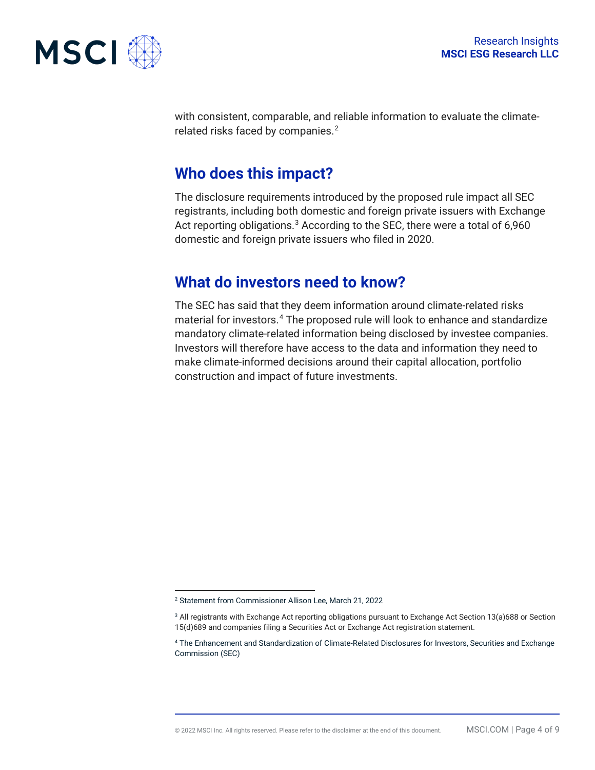with consistent, comparable, and reliable information to evaluate the climate-related risks faced by companies.[2]

## Who does this impact?

The disclosure requirements introduced by the proposed rule impact all SEC registrants, including both domestic and foreign private issuers with Exchange Act reporting obligations.[3] According to the SEC, there were a total of 6,960 domestic and foreign private issuers who filed in 2020.

## What do investors need to know?

The SEC has said that they deem information around climate-related risks material for investors.[4] The proposed rule will look to enhance and standardize mandatory climate-related information being disclosed by investee companies. Investors will therefore have access to the data and information they need to make climate-informed decisions around their capital allocation, portfolio construction and impact of future investments.

---

[2] Statement from Commissioner Allison Lee, March 21, 2022

[3] All registrants with Exchange Act reporting obligations pursuant to Exchange Act Section 13(a)688 or Section 15(d)689 and companies filing a Securities Act or Exchange Act registration statement.

[4] The Enhancement and Standardization of Climate-Related Disclosures for Investors, Securities and Exchange Commission (SEC)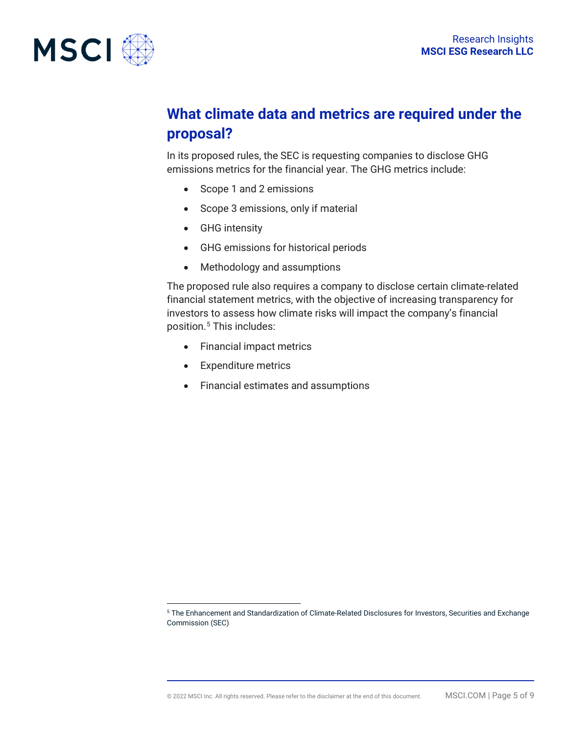## What climate data and metrics are required under the proposal?

In its proposed rules, the SEC is requesting companies to disclose GHG emissions metrics for the financial year. The GHG metrics include:

- Scope 1 and 2 emissions
- Scope 3 emissions, only if material
- GHG intensity
- GHG emissions for historical periods
- Methodology and assumptions

The proposed rule also requires a company to disclose certain climate-related financial statement metrics, with the objective of increasing transparency for investors to assess how climate risks will impact the company's financial position.[5] This includes:

- Financial impact metrics
- Expenditure metrics
- Financial estimates and assumptions

[5] The Enhancement and Standardization of Climate-Related Disclosures for Investors, Securities and Exchange Commission (SEC)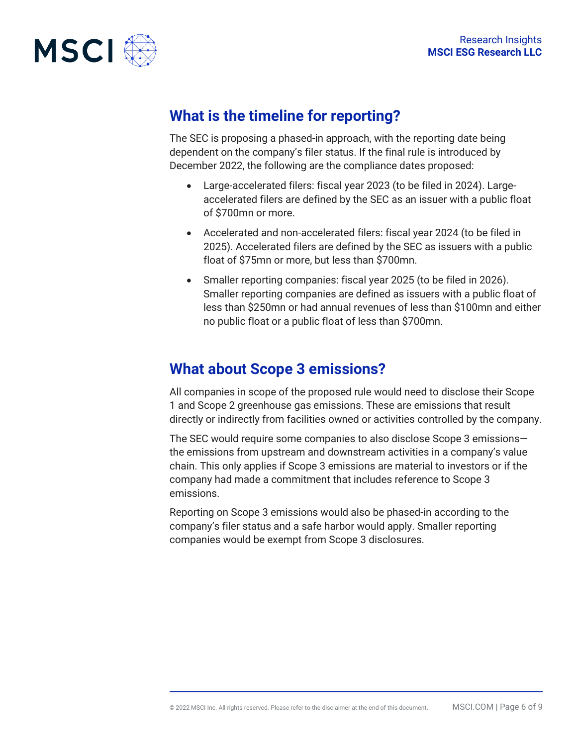## What is the timeline for reporting?

The SEC is proposing a phased-in approach, with the reporting date being dependent on the company's filer status. If the final rule is introduced by December 2022, the following are the compliance dates proposed:

- Large-accelerated filers: fiscal year 2023 (to be filed in 2024). Large-accelerated filers are defined by the SEC as an issuer with a public float of $700mn or more.
- Accelerated and non-accelerated filers: fiscal year 2024 (to be filed in 2025). Accelerated filers are defined by the SEC as issuers with a public float of $75mn or more, but less than $700mn.
- Smaller reporting companies: fiscal year 2025 (to be filed in 2026). Smaller reporting companies are defined as issuers with a public float of less than $250mn or had annual revenues of less than $100mn and either no public float or a public float of less than $700mn.

## What about Scope 3 emissions?

All companies in scope of the proposed rule would need to disclose their Scope 1 and Scope 2 greenhouse gas emissions. These are emissions that result directly or indirectly from facilities owned or activities controlled by the company.

The SEC would require some companies to also disclose Scope 3 emissions—the emissions from upstream and downstream activities in a company's value chain. This only applies if Scope 3 emissions are material to investors or if the company had made a commitment that includes reference to Scope 3 emissions.

Reporting on Scope 3 emissions would also be phased-in according to the company's filer status and a safe harbor would apply. Smaller reporting companies would be exempt from Scope 3 disclosures.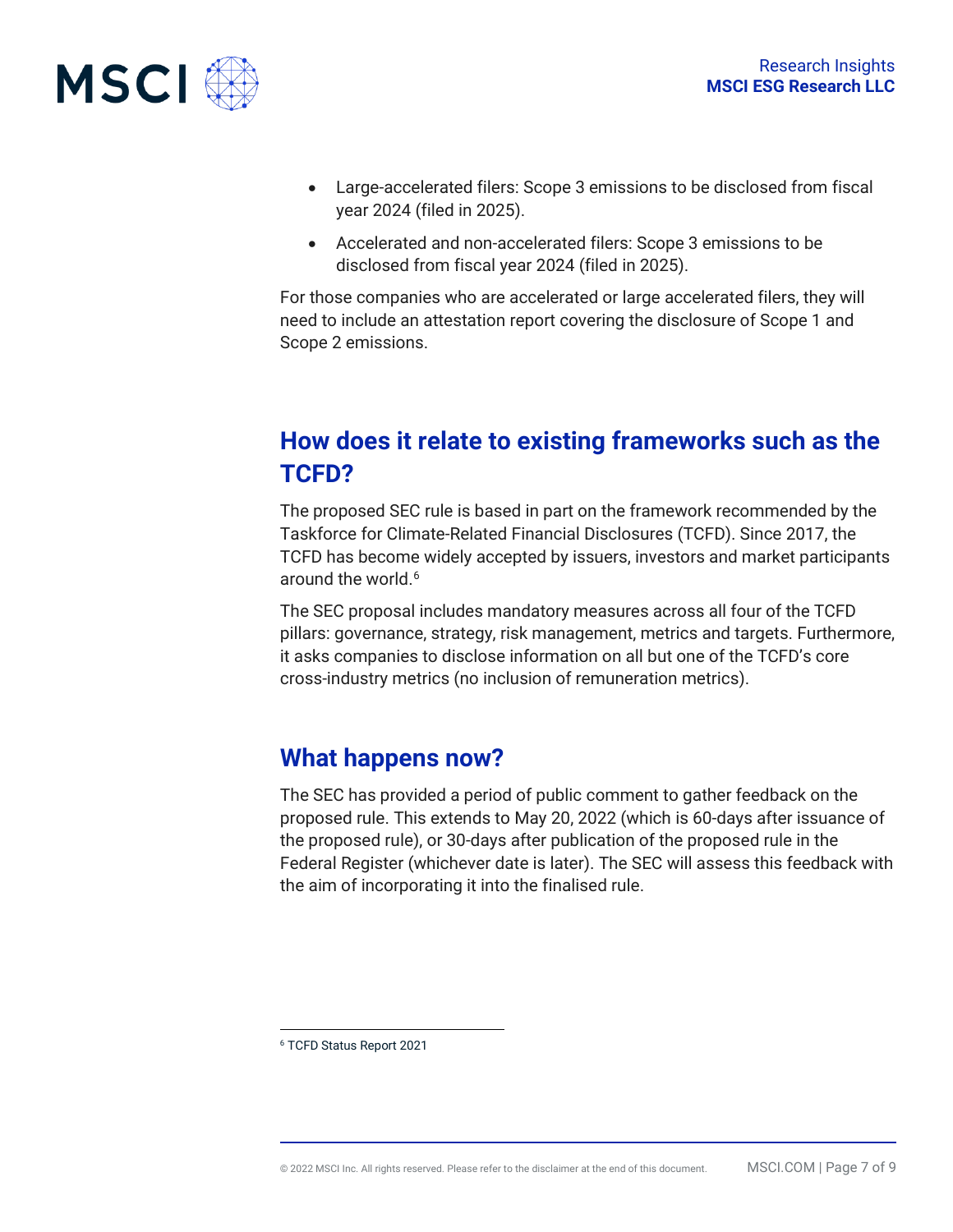- Large-accelerated filers: Scope 3 emissions to be disclosed from fiscal year 2024 (filed in 2025).
- Accelerated and non-accelerated filers: Scope 3 emissions to be disclosed from fiscal year 2024 (filed in 2025).

For those companies who are accelerated or large accelerated filers, they will need to include an attestation report covering the disclosure of Scope 1 and Scope 2 emissions.

## How does it relate to existing frameworks such as the TCFD?

The proposed SEC rule is based in part on the framework recommended by the Taskforce for Climate-Related Financial Disclosures (TCFD). Since 2017, the TCFD has become widely accepted by issuers, investors and market participants around the world.[6]

The SEC proposal includes mandatory measures across all four of the TCFD pillars: governance, strategy, risk management, metrics and targets. Furthermore, it asks companies to disclose information on all but one of the TCFD's core cross-industry metrics (no inclusion of remuneration metrics).

## What happens now?

The SEC has provided a period of public comment to gather feedback on the proposed rule. This extends to May 20, 2022 (which is 60-days after issuance of the proposed rule), or 30-days after publication of the proposed rule in the Federal Register (whichever date is later). The SEC will assess this feedback with the aim of incorporating it into the finalised rule.

---

[6] TCFD Status Report 2021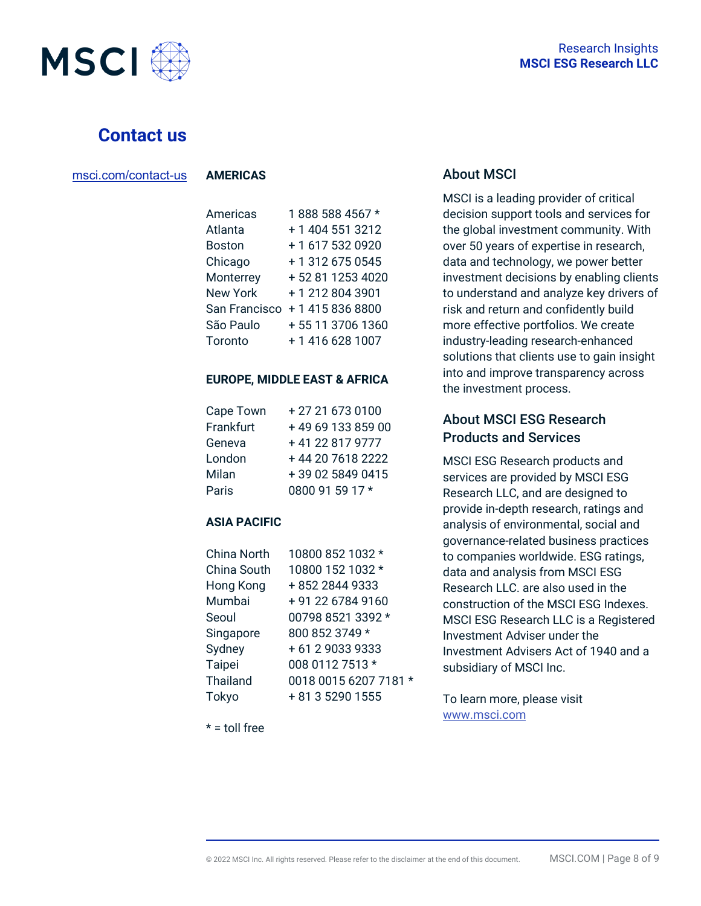## Contact us

msci.com/contact-us

### AMERICAS

| | |
|---|---|
| Americas | 1 888 588 4567 * |
| Atlanta | + 1 404 551 3212 |
| Boston | + 1 617 532 0920 |
| Chicago | + 1 312 675 0545 |
| Monterrey | + 52 81 1253 4020 |
| New York | + 1 212 804 3901 |
| San Francisco | + 1 415 836 8800 |
| São Paulo | + 55 11 3706 1360 |
| Toronto | + 1 416 628 1007 |

### EUROPE, MIDDLE EAST & AFRICA

| | |
|---|---|
| Cape Town | + 27 21 673 0100 |
| Frankfurt | + 49 69 133 859 00 |
| Geneva | + 41 22 817 9777 |
| London | + 44 20 7618 2222 |
| Milan | + 39 02 5849 0415 |
| Paris | 0800 91 59 17 * |

### ASIA PACIFIC

| | |
|---|---|
| China North | 10800 852 1032 * |
| China South | 10800 152 1032 * |
| Hong Kong | + 852 2844 9333 |
| Mumbai | + 91 22 6784 9160 |
| Seoul | 00798 8521 3392 * |
| Singapore | 800 852 3749 * |
| Sydney | + 61 2 9033 9333 |
| Taipei | 008 0112 7513 * |
| Thailand | 0018 0015 6207 7181 * |
| Tokyo | + 81 3 5290 1555 |

* = toll free

### About MSCI

MSCI is a leading provider of critical decision support tools and services for the global investment community. With over 50 years of expertise in research, data and technology, we power better investment decisions by enabling clients to understand and analyze key drivers of risk and return and confidently build more effective portfolios. We create industry-leading research-enhanced solutions that clients use to gain insight into and improve transparency across the investment process.

### About MSCI ESG Research Products and Services

MSCI ESG Research products and services are provided by MSCI ESG Research LLC, and are designed to provide in-depth research, ratings and analysis of environmental, social and governance-related business practices to companies worldwide. ESG ratings, data and analysis from MSCI ESG Research LLC. are also used in the construction of the MSCI ESG Indexes. MSCI ESG Research LLC is a Registered Investment Adviser under the Investment Advisers Act of 1940 and a subsidiary of MSCI Inc.

To learn more, please visit www.msci.com

© 2022 MSCI Inc. All rights reserved. Please refer to the disclaimer at the end of this document.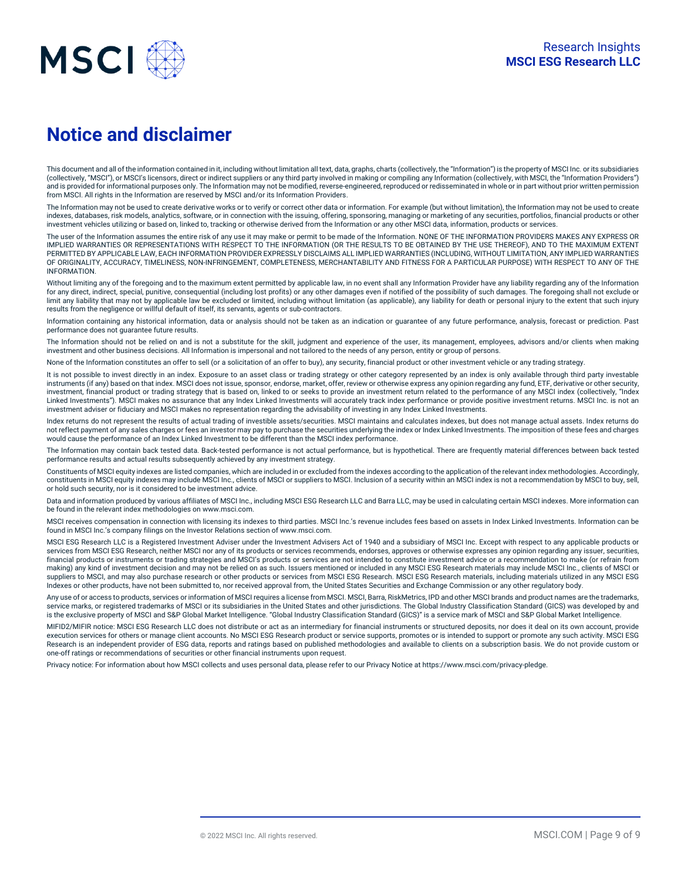# Notice and disclaimer

This document and all of the information contained in it, including without limitation all text, data, graphs, charts (collectively, the "Information") is the property of MSCI Inc. or its subsidiaries (collectively, "MSCI"), or MSCI's licensors, direct or indirect suppliers or any third party involved in making or compiling any Information (collectively, with MSCI, the "Information Providers") and is provided for informational purposes only. The Information may not be modified, reverse-engineered, reproduced or redisseminated in whole or in part without prior written permission from MSCI. All rights in the Information are reserved by MSCI and/or its Information Providers.

The Information may not be used to create derivative works or to verify or correct other data or information. For example (but without limitation), the Information may not be used to create indexes, databases, risk models, analytics, software, or in connection with the issuing, offering, sponsoring, managing or marketing of any securities, portfolios, financial products or other investment vehicles utilizing or based on, linked to, tracking or otherwise derived from the Information or any other MSCI data, information, products or services.

The user of the Information assumes the entire risk of any use it may make or permit to be made of the Information. NONE OF THE INFORMATION PROVIDERS MAKES ANY EXPRESS OR IMPLIED WARRANTIES OR REPRESENTATIONS WITH RESPECT TO THE INFORMATION (OR THE RESULTS TO BE OBTAINED BY THE USE THEREOF), AND TO THE MAXIMUM EXTENT PERMITTED BY APPLICABLE LAW, EACH INFORMATION PROVIDER EXPRESSLY DISCLAIMS ALL IMPLIED WARRANTIES (INCLUDING, WITHOUT LIMITATION, ANY IMPLIED WARRANTIES OF ORIGINALITY, ACCURACY, TIMELINESS, NON-INFRINGEMENT, COMPLETENESS, MERCHANTABILITY AND FITNESS FOR A PARTICULAR PURPOSE) WITH RESPECT TO ANY OF THE INFORMATION.

Without limiting any of the foregoing and to the maximum extent permitted by applicable law, in no event shall any Information Provider have any liability regarding any of the Information for any direct, indirect, special, punitive, consequential (including lost profits) or any other damages even if notified of the possibility of such damages. The foregoing shall not exclude or limit any liability that may not by applicable law be excluded or limited, including without limitation (as applicable), any liability for death or personal injury to the extent that such injury results from the negligence or willful default of itself, its servants, agents or sub-contractors.

Information containing any historical information, data or analysis should not be taken as an indication or guarantee of any future performance, analysis, forecast or prediction. Past performance does not guarantee future results.

The Information should not be relied on and is not a substitute for the skill, judgment and experience of the user, its management, employees, advisors and/or clients when making investment and other business decisions. All Information is impersonal and not tailored to the needs of any person, entity or group of persons.

None of the Information constitutes an offer to sell (or a solicitation of an offer to buy), any security, financial product or other investment vehicle or any trading strategy.

It is not possible to invest directly in an index. Exposure to an asset class or trading strategy or other category represented by an index is only available through third party investable instruments (if any) based on that index. MSCI does not issue, sponsor, endorse, market, offer, review or otherwise express any opinion regarding any fund, ETF, derivative or other security, investment, financial product or trading strategy that is based on, linked to or seeks to provide an investment return related to the performance of any MSCI index (collectively, "Index Linked Investments"). MSCI makes no assurance that any Index Linked Investments will accurately track index performance or provide positive investment returns. MSCI Inc. is not an investment adviser or fiduciary and MSCI makes no representation regarding the advisability of investing in any Index Linked Investments.

Index returns do not represent the results of actual trading of investible assets/securities. MSCI maintains and calculates indexes, but does not manage actual assets. Index returns do not reflect payment of any sales charges or fees an investor may pay to purchase the securities underlying the index or Index Linked Investments. The imposition of these fees and charges would cause the performance of an Index Linked Investment to be different than the MSCI index performance.

The Information may contain back tested data. Back-tested performance is not actual performance, but is hypothetical. There are frequently material differences between back tested performance results and actual results subsequently achieved by any investment strategy.

Constituents of MSCI equity indexes are listed companies, which are included in or excluded from the indexes according to the application of the relevant index methodologies. Accordingly, constituents in MSCI equity indexes may include MSCI Inc., clients of MSCI or suppliers to MSCI. Inclusion of a security within an MSCI index is not a recommendation by MSCI to buy, sell, or hold such security, nor is it considered to be investment advice.

Data and information produced by various affiliates of MSCI Inc., including MSCI ESG Research LLC and Barra LLC, may be used in calculating certain MSCI indexes. More information can be found in the relevant index methodologies on www.msci.com.

MSCI receives compensation in connection with licensing its indexes to third parties. MSCI Inc.'s revenue includes fees based on assets in Index Linked Investments. Information can be found in MSCI Inc.'s company filings on the Investor Relations section of www.msci.com.

MSCI ESG Research LLC is a Registered Investment Adviser under the Investment Advisers Act of 1940 and a subsidiary of MSCI Inc. Except with respect to any applicable products or services from MSCI ESG Research, neither MSCI nor any of its products or services recommends, endorses, approves or otherwise expresses any opinion regarding any issuer, securities, financial products or instruments or trading strategies and MSCI's products or services are not intended to constitute investment advice or a recommendation to make (or refrain from making) any kind of investment decision and may not be relied on as such. Issuers mentioned or included in any MSCI ESG Research materials may include MSCI Inc., clients of MSCI or suppliers to MSCI, and may also purchase research or other products or services from MSCI ESG Research. MSCI ESG Research materials, including materials utilized in any MSCI ESG Indexes or other products, have not been submitted to, nor received approval from, the United States Securities and Exchange Commission or any other regulatory body.

Any use of or access to products, services or information of MSCI requires a license from MSCI. MSCI, Barra, RiskMetrics, IPD and other MSCI brands and product names are the trademarks, service marks, or registered trademarks of MSCI or its subsidiaries in the United States and other jurisdictions. The Global Industry Classification Standard (GICS) was developed by and is the exclusive property of MSCI and S&P Global Market Intelligence. "Global Industry Classification Standard (GICS)" is a service mark of MSCI and S&P Global Market Intelligence.

MIFID2/MIFIR notice: MSCI ESG Research LLC does not distribute or act as an intermediary for financial instruments or structured deposits, nor does it deal on its own account, provide execution services for others or manage client accounts. No MSCI ESG Research product or service supports, promotes or is intended to support or promote any such activity. MSCI ESG Research is an independent provider of ESG data, reports and ratings based on published methodologies and available to clients on a subscription basis. We do not provide custom or one-off ratings or recommendations of securities or other financial instruments upon request.

Privacy notice: For information about how MSCI collects and uses personal data, please refer to our Privacy Notice at https://www.msci.com/privacy-pledge.